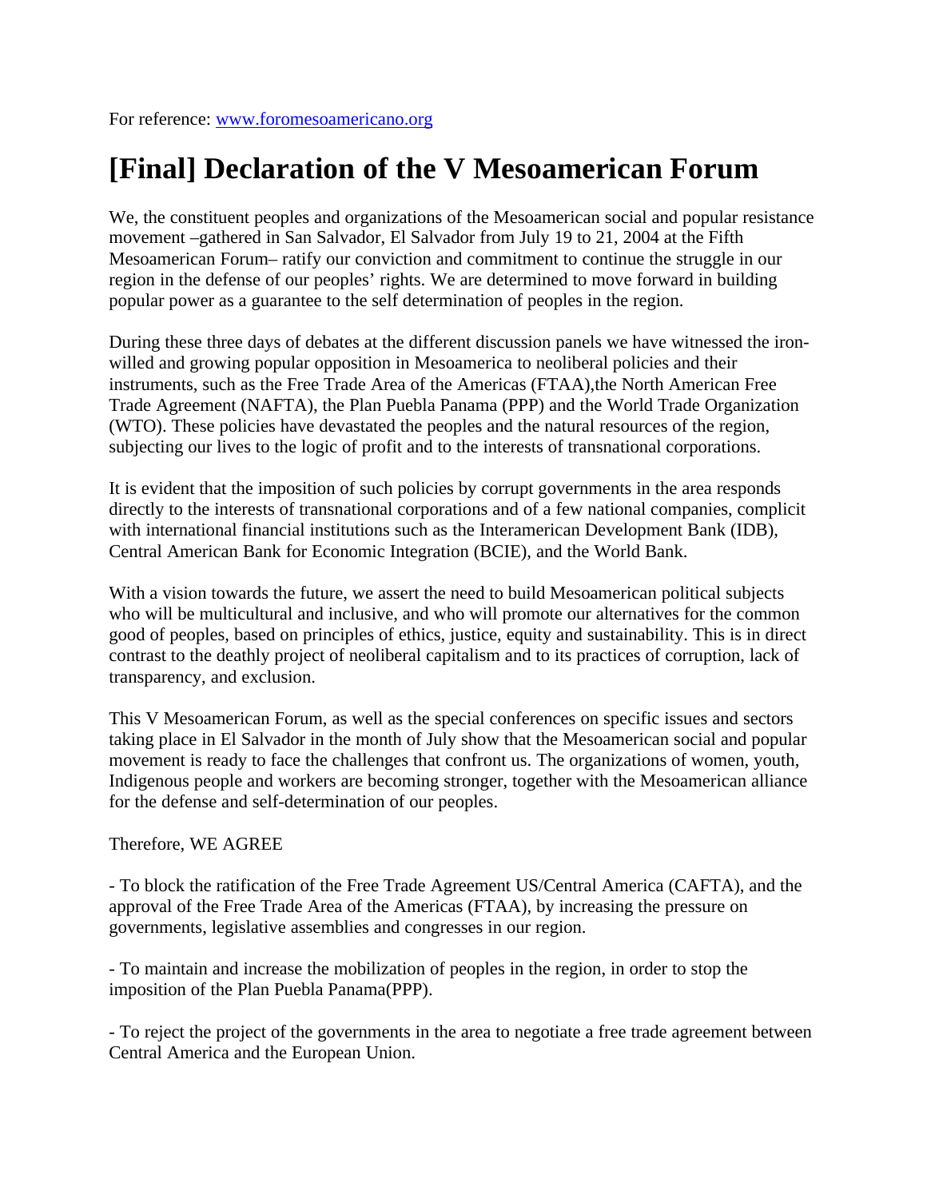For reference: www.foromesoamericano.org

# [Final] Declaration of the V Mesoamerican Forum

We, the constituent peoples and organizations of the Mesoamerican social and popular resistance movement –gathered in San Salvador, El Salvador from July 19 to 21, 2004 at the Fifth Mesoamerican Forum– ratify our conviction and commitment to continue the struggle in our region in the defense of our peoples' rights. We are determined to move forward in building popular power as a guarantee to the self determination of peoples in the region.

During these three days of debates at the different discussion panels we have witnessed the iron-willed and growing popular opposition in Mesoamerica to neoliberal policies and their instruments, such as the Free Trade Area of the Americas (FTAA),the North American Free Trade Agreement (NAFTA), the Plan Puebla Panama (PPP) and the World Trade Organization (WTO). These policies have devastated the peoples and the natural resources of the region, subjecting our lives to the logic of profit and to the interests of transnational corporations.

It is evident that the imposition of such policies by corrupt governments in the area responds directly to the interests of transnational corporations and of a few national companies, complicit with international financial institutions such as the Interamerican Development Bank (IDB), Central American Bank for Economic Integration (BCIE), and the World Bank.

With a vision towards the future, we assert the need to build Mesoamerican political subjects who will be multicultural and inclusive, and who will promote our alternatives for the common good of peoples, based on principles of ethics, justice, equity and sustainability. This is in direct contrast to the deathly project of neoliberal capitalism and to its practices of corruption, lack of transparency, and exclusion.

This V Mesoamerican Forum, as well as the special conferences on specific issues and sectors taking place in El Salvador in the month of July show that the Mesoamerican social and popular movement is ready to face the challenges that confront us. The organizations of women, youth, Indigenous people and workers are becoming stronger, together with the Mesoamerican alliance for the defense and self-determination of our peoples.

Therefore, WE AGREE

- To block the ratification of the Free Trade Agreement US/Central America (CAFTA), and the approval of the Free Trade Area of the Americas (FTAA), by increasing the pressure on governments, legislative assemblies and congresses in our region.

- To maintain and increase the mobilization of peoples in the region, in order to stop the imposition of the Plan Puebla Panama(PPP).

- To reject the project of the governments in the area to negotiate a free trade agreement between Central America and the European Union.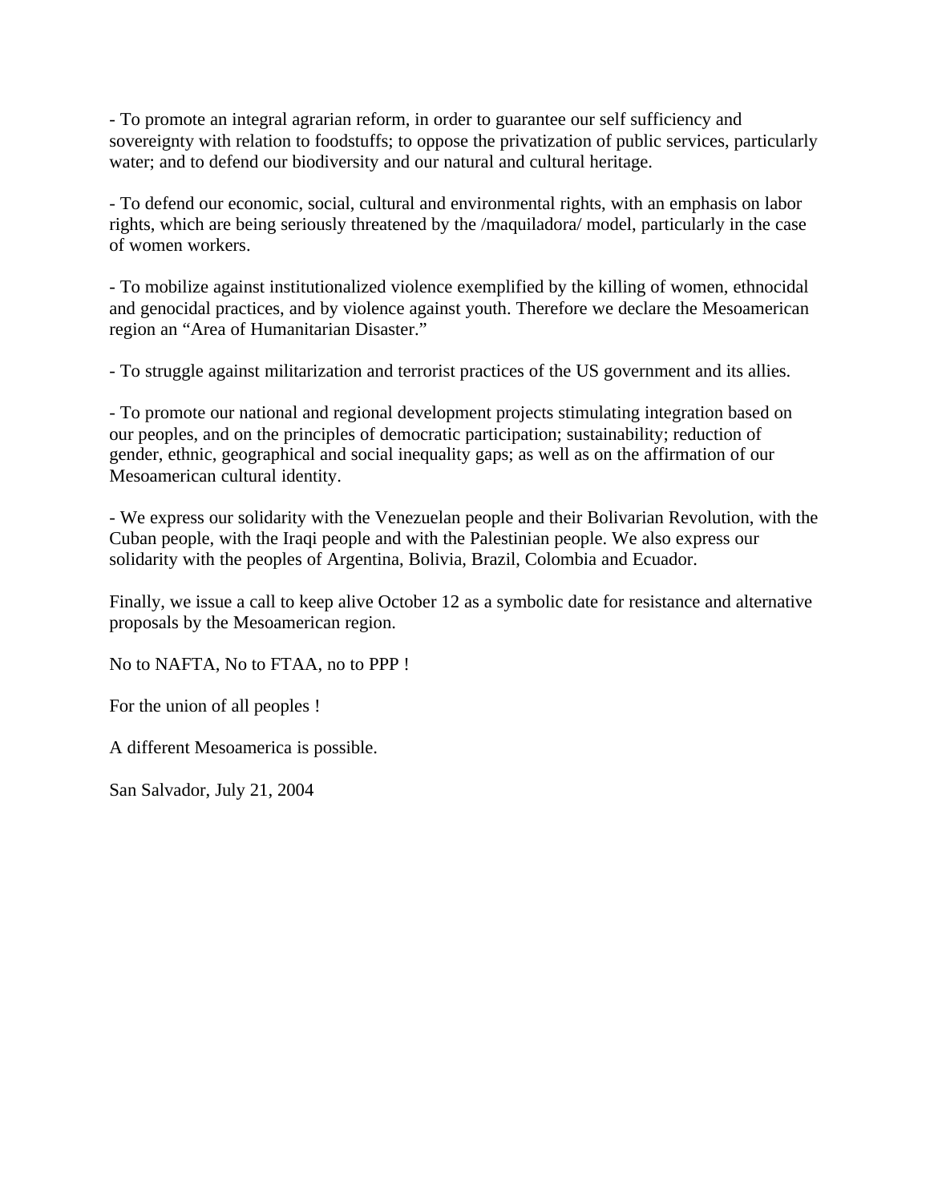- To promote an integral agrarian reform, in order to guarantee our self sufficiency and sovereignty with relation to foodstuffs; to oppose the privatization of public services, particularly water; and to defend our biodiversity and our natural and cultural heritage.

- To defend our economic, social, cultural and environmental rights, with an emphasis on labor rights, which are being seriously threatened by the /maquiladora/ model, particularly in the case of women workers.

- To mobilize against institutionalized violence exemplified by the killing of women, ethnocidal and genocidal practices, and by violence against youth. Therefore we declare the Mesoamerican region an “Area of Humanitarian Disaster.”

- To struggle against militarization and terrorist practices of the US government and its allies.

- To promote our national and regional development projects stimulating integration based on our peoples, and on the principles of democratic participation; sustainability; reduction of gender, ethnic, geographical and social inequality gaps; as well as on the affirmation of our Mesoamerican cultural identity.

- We express our solidarity with the Venezuelan people and their Bolivarian Revolution, with the Cuban people, with the Iraqi people and with the Palestinian people. We also express our solidarity with the peoples of Argentina, Bolivia, Brazil, Colombia and Ecuador.

Finally, we issue a call to keep alive October 12 as a symbolic date for resistance and alternative proposals by the Mesoamerican region.

No to NAFTA, No to FTAA, no to PPP !

For the union of all peoples !

A different Mesoamerica is possible.

San Salvador, July 21, 2004